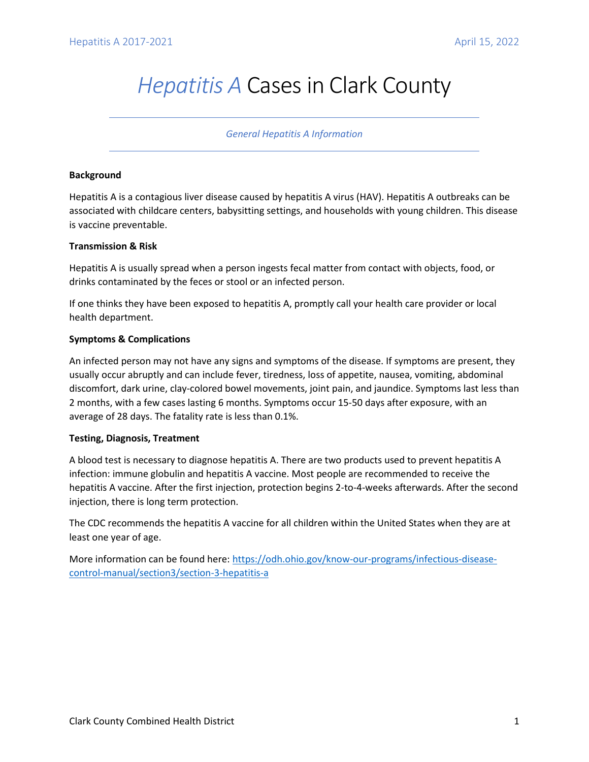# *Hepatitis A* Cases in Clark County

*General Hepatitis A Information*

**Background**

Hepatitis A is a contagious liver disease caused by hepatitis A virus (HAV). Hepatitis A outbreaks can be associated with childcare centers, babysitting settings, and households with young children. This disease is vaccine preventable.

**Transmission & Risk**

Hepatitis A is usually spread when a person ingests fecal matter from contact with objects, food, or drinks contaminated by the feces or stool or an infected person.

If one thinks they have been exposed to hepatitis A, promptly call your health care provider or local health department.

**Symptoms & Complications**

An infected person may not have any signs and symptoms of the disease. If symptoms are present, they usually occur abruptly and can include fever, tiredness, loss of appetite, nausea, vomiting, abdominal discomfort, dark urine, clay-colored bowel movements, joint pain, and jaundice. Symptoms last less than 2 months, with a few cases lasting 6 months. Symptoms occur 15-50 days after exposure, with an average of 28 days. The fatality rate is less than 0.1%.

**Testing, Diagnosis, Treatment**

A blood test is necessary to diagnose hepatitis A. There are two products used to prevent hepatitis A infection: immune globulin and hepatitis A vaccine. Most people are recommended to receive the hepatitis A vaccine. After the first injection, protection begins 2-to-4-weeks afterwards. After the second injection, there is long term protection.

The CDC recommends the hepatitis A vaccine for all children within the United States when they are at least one year of age.

More information can be found here: [https://odh.ohio.gov/know-our-programs/infectious-disease-control-manual/section3/section-3-hepatitis-a](https://odh.ohio.gov/know-our-programs/infectious-disease-control-manual/section3/section-3-hepatitis-a)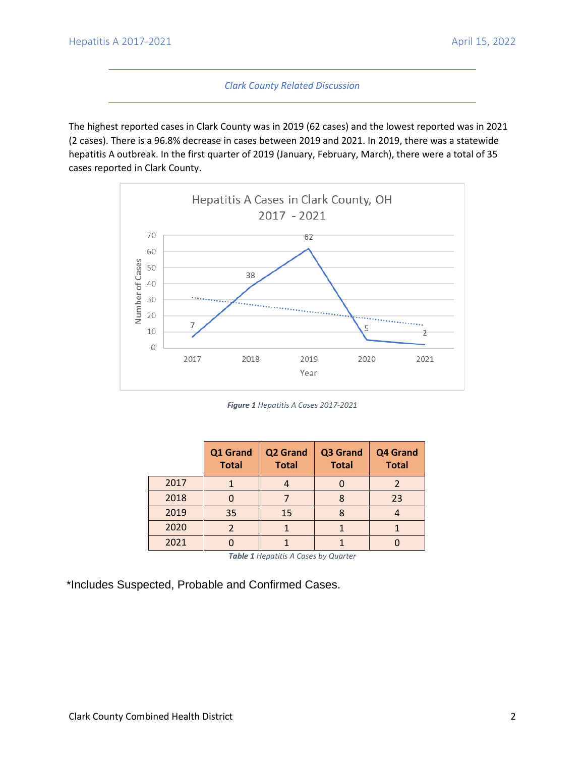*Clark County Related Discussion*

The highest reported cases in Clark County was in 2019 (62 cases) and the lowest reported was in 2021 (2 cases). There is a 96.8% decrease in cases between 2019 and 2021. In 2019, there was a statewide hepatitis A outbreak. In the first quarter of 2019 (January, February, March), there were a total of 35 cases reported in Clark County.

Hepatitis A Cases in Clark County, OH
2017 - 2021

70
60
50
40
30
20
10
0

Number of Cases

7
38
62
5
2

2017
2018
2019
2020
2021

Year

***Figure 1*** *Hepatitis A Cases 2017-2021*

| | Q1 Grand Total | Q2 Grand Total | Q3 Grand Total | Q4 Grand Total |
|---|---|---|---|---|
| 2017 | 1 | 4 | 0 | 2 |
| 2018 | 0 | 7 | 8 | 23 |
| 2019 | 35 | 15 | 8 | 4 |
| 2020 | 2 | 1 | 1 | 1 |
| 2021 | 0 | 1 | 1 | 0 |

***Table 1*** *Hepatitis A Cases by Quarter*

*Includes Suspected, Probable and Confirmed Cases.